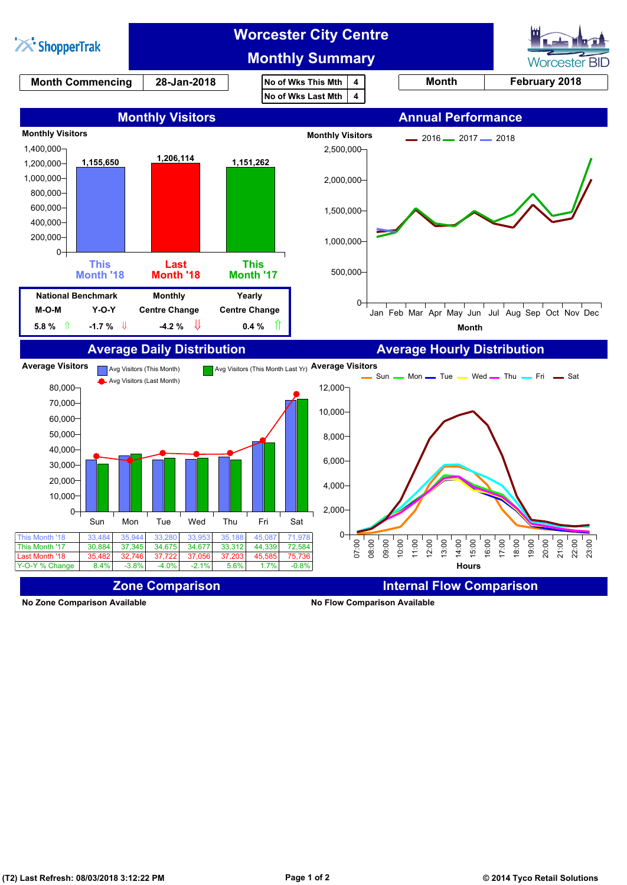# Worcester City Centre Monthly Summary

ShopperTrak | Worcester BID

| Month Commencing | 28-Jan-2018 |
|---|---|

| No of Wks This Mth | 4 |
|---|---|
| No of Wks Last Mth | 4 |

| Month | February 2018 |
|---|---|

## Monthly Visitors

Monthly Visitors

| This Month '18 | Last Month '18 | This Month '17 |
|---|---|---|
| 1,155,650 | 1,206,114 | 1,151,262 |

| National Benchmark M-O-M | National Benchmark Y-O-Y | Monthly Centre Change | Yearly Centre Change |
|---|---|---|---|
| 5.8 % ⇑ | -1.7 % ⇓ | -4.2 % ⇓ | 0.4 % ⇑ |

## Annual Performance

Monthly Visitors — 2016, 2017, 2018 (Jan–Dec)

Month

## Average Daily Distribution

Average Visitors — Avg Visitors (This Month), Avg Visitors (This Month Last Yr), Avg Visitors (Last Month)

| | Sun | Mon | Tue | Wed | Thu | Fri | Sat |
|---|---|---|---|---|---|---|---|
| This Month '18 | 33,484 | 35,944 | 33,280 | 33,953 | 35,188 | 45,087 | 71,978 |
| This Month '17 | 30,884 | 37,345 | 34,675 | 34,677 | 33,312 | 44,339 | 72,584 |
| Last Month '18 | 35,482 | 32,746 | 37,722 | 37,056 | 37,203 | 45,585 | 75,736 |
| Y-O-Y % Change | 8.4% | -3.8% | -4.0% | -2.1% | 5.6% | 1.7% | -0.8% |

## Average Hourly Distribution

Average Visitors — Sun, Mon, Tue, Wed, Thu, Fri, Sat

Hours

## Zone Comparison

No Zone Comparison Available

## Internal Flow Comparison

No Flow Comparison Available

(T2) Last Refresh: 08/03/2018 3:12:22 PM

© 2014 Tyco Retail Solutions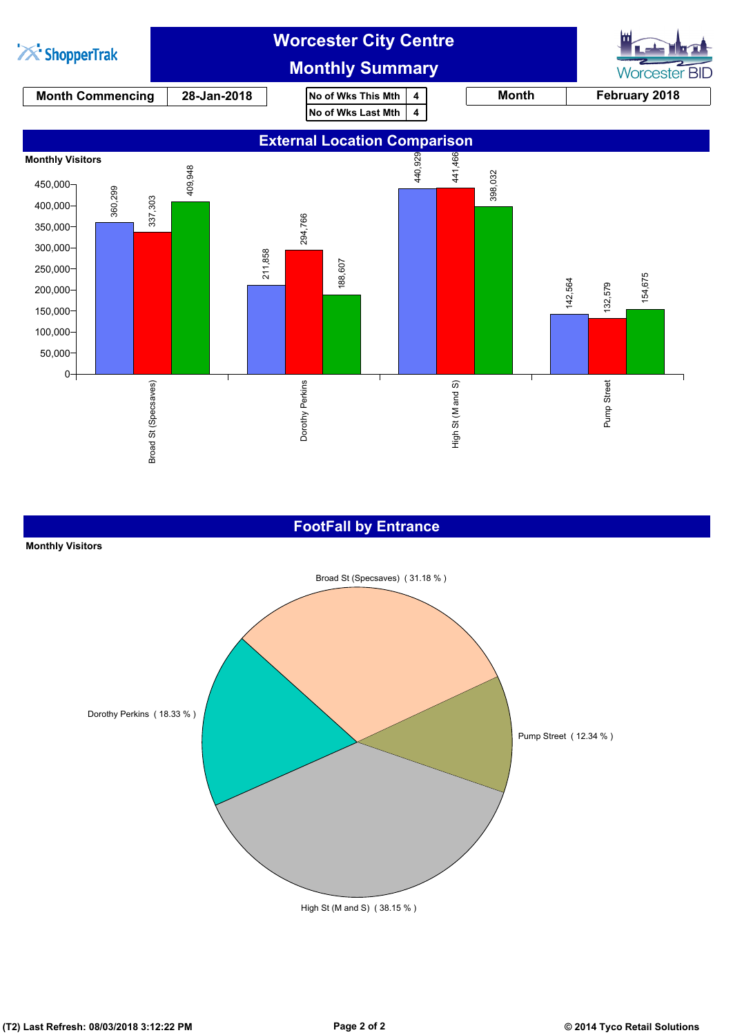# Worcester City Centre Monthly Summary

| Month Commencing | 28-Jan-2018 |
|---|---|

| No of Wks This Mth | 4 |
|---|---|
| No of Wks Last Mth | 4 |

| Month | February 2018 |
|---|---|

## External Location Comparison

Monthly Visitors

| Location | | | |
|---|---|---|---|
| Broad St (Specsaves) | 360,299 | 337,303 | 409,948 |
| Dorothy Perkins | 211,858 | 294,766 | 188,607 |
| High St (M and S) | 440,929 | 441,466 | 398,032 |
| Pump Street | 142,564 | 132,579 | 154,675 |

## FootFall by Entrance

Monthly Visitors

| Entrance | Share |
|---|---|
| Broad St (Specsaves) | 31.18 % |
| Dorothy Perkins | 18.33 % |
| High St (M and S) | 38.15 % |
| Pump Street | 12.34 % |

(T2) Last Refresh: 08/03/2018 3:12:22 PM

© 2014 Tyco Retail Solutions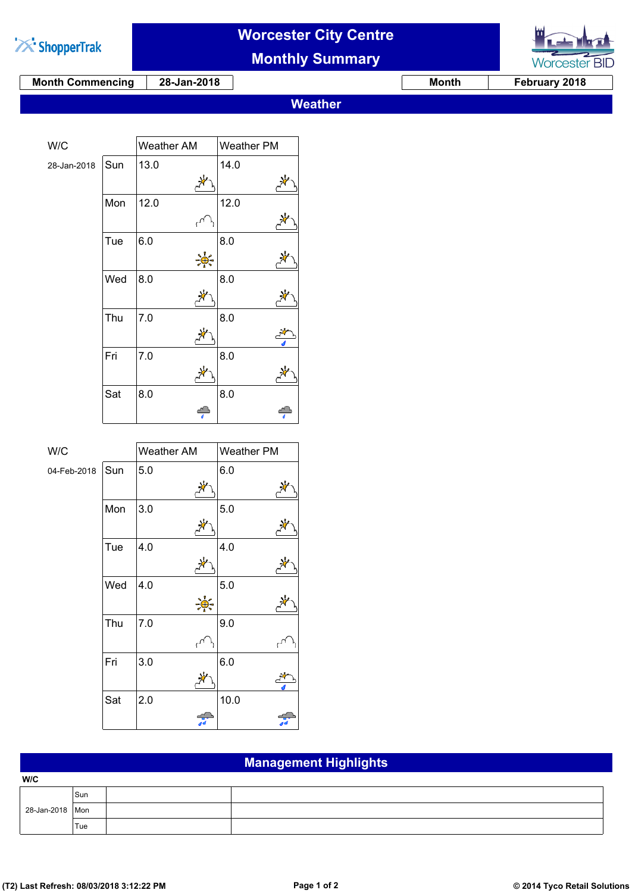# Worcester City Centre Monthly Summary

| Month Commencing | 28-Jan-2018 | Month | February 2018 |
|---|---|---|---|

## Weather

| W/C | | Weather AM | Weather PM |
|---|---|---|---|
| 28-Jan-2018 | Sun | 13.0 | 14.0 |
| | Mon | 12.0 | 12.0 |
| | Tue | 6.0 | 8.0 |
| | Wed | 8.0 | 8.0 |
| | Thu | 7.0 | 8.0 |
| | Fri | 7.0 | 8.0 |
| | Sat | 8.0 | 8.0 |

| W/C | | Weather AM | Weather PM |
|---|---|---|---|
| 04-Feb-2018 | Sun | 5.0 | 6.0 |
| | Mon | 3.0 | 5.0 |
| | Tue | 4.0 | 4.0 |
| | Wed | 4.0 | 5.0 |
| | Thu | 7.0 | 9.0 |
| | Fri | 3.0 | 6.0 |
| | Sat | 2.0 | 10.0 |

## Management Highlights

W/C

| | | | |
|---|---|---|---|
| 28-Jan-2018 | Sun | | |
| | Mon | | |
| | Tue | | |

(T2) Last Refresh: 08/03/2018 3:12:22 PM

© 2014 Tyco Retail Solutions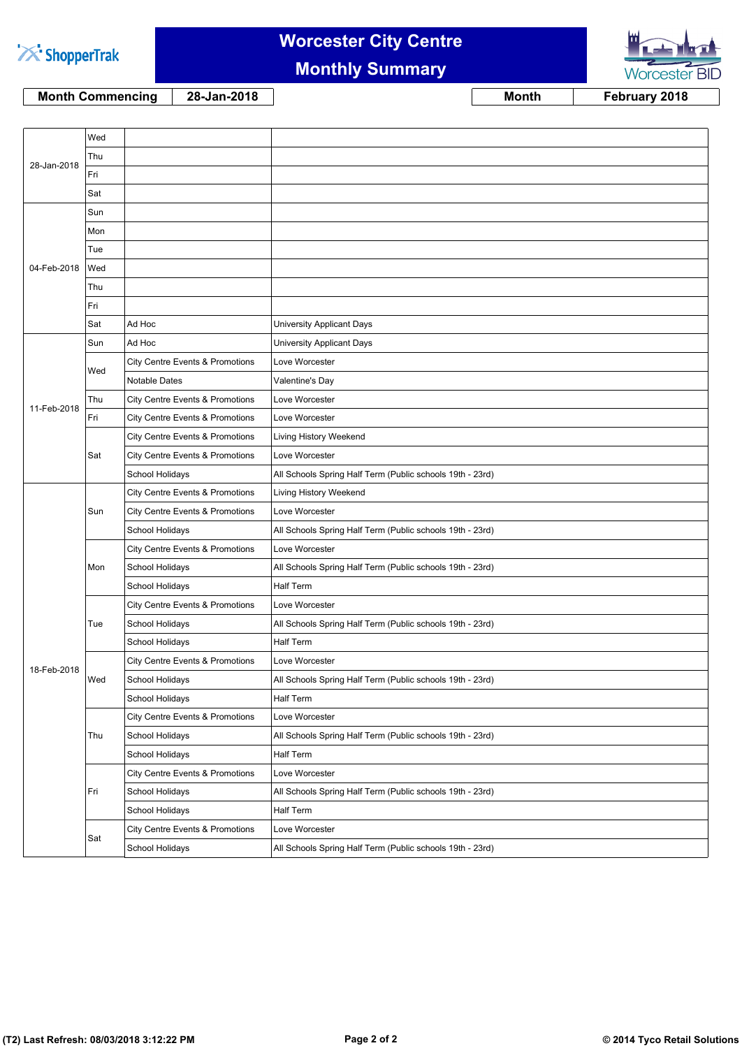# Worcester City Centre Monthly Summary

| Month Commencing | 28-Jan-2018 | Month | February 2018 |
|---|---|---|---|

| | | | |
|---|---|---|---|
| 28-Jan-2018 | Wed | | |
| | Thu | | |
| | Fri | | |
| | Sat | | |
| 04-Feb-2018 | Sun | | |
| | Mon | | |
| | Tue | | |
| | Wed | | |
| | Thu | | |
| | Fri | | |
| | Sat | Ad Hoc | University Applicant Days |
| 11-Feb-2018 | Sun | Ad Hoc | University Applicant Days |
| | Wed | City Centre Events & Promotions | Love Worcester |
| | | Notable Dates | Valentine's Day |
| | Thu | City Centre Events & Promotions | Love Worcester |
| | Fri | City Centre Events & Promotions | Love Worcester |
| | Sat | City Centre Events & Promotions | Living History Weekend |
| | | City Centre Events & Promotions | Love Worcester |
| | | School Holidays | All Schools Spring Half Term (Public schools 19th - 23rd) |
| 18-Feb-2018 | Sun | City Centre Events & Promotions | Living History Weekend |
| | | City Centre Events & Promotions | Love Worcester |
| | | School Holidays | All Schools Spring Half Term (Public schools 19th - 23rd) |
| | Mon | City Centre Events & Promotions | Love Worcester |
| | | School Holidays | All Schools Spring Half Term (Public schools 19th - 23rd) |
| | | School Holidays | Half Term |
| | Tue | City Centre Events & Promotions | Love Worcester |
| | | School Holidays | All Schools Spring Half Term (Public schools 19th - 23rd) |
| | | School Holidays | Half Term |
| | Wed | City Centre Events & Promotions | Love Worcester |
| | | School Holidays | All Schools Spring Half Term (Public schools 19th - 23rd) |
| | | School Holidays | Half Term |
| | Thu | City Centre Events & Promotions | Love Worcester |
| | | School Holidays | All Schools Spring Half Term (Public schools 19th - 23rd) |
| | | School Holidays | Half Term |
| | Fri | City Centre Events & Promotions | Love Worcester |
| | | School Holidays | All Schools Spring Half Term (Public schools 19th - 23rd) |
| | | School Holidays | Half Term |
| | Sat | City Centre Events & Promotions | Love Worcester |
| | | School Holidays | All Schools Spring Half Term (Public schools 19th - 23rd) |

(T2) Last Refresh: 08/03/2018 3:12:22 PM

© 2014 Tyco Retail Solutions